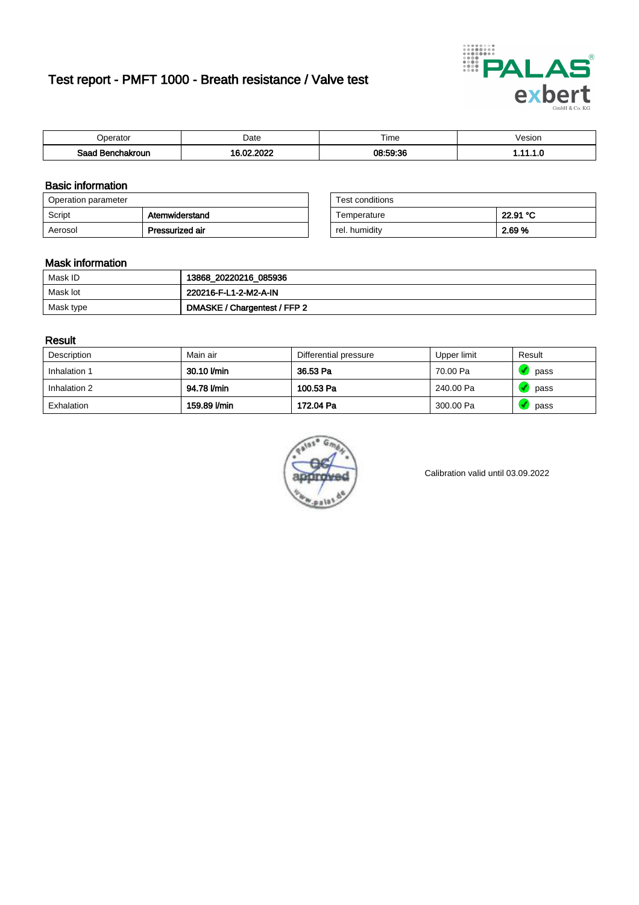# Test report - PMFT 1000 - Breath resistance / Valve test

| Operator | Date | Time | Vesion |
|---|---|---|---|
| **Saad Benchakroun** | **16.02.2022** | **08:59:36** | **1.11.1.0** |

## Basic information

| Operation parameter | |
|---|---|
| Script | **Atemwiderstand** |
| Aerosol | **Pressurized air** |

| Test conditions | |
|---|---|
| Temperature | **22.91 °C** |
| rel. humidity | **2.69 %** |

## Mask information

| | |
|---|---|
| Mask ID | **13868_20220216_085936** |
| Mask lot | **220216-F-L1-2-M2-A-IN** |
| Mask type | **DMASKE / Chargentest / FFP 2** |

## Result

| Description | Main air | Differential pressure | Upper limit | Result |
|---|---|---|---|---|
| Inhalation 1 | **30.10 l/min** | **36.53 Pa** | 70.00 Pa | pass |
| Inhalation 2 | **94.78 l/min** | **100.53 Pa** | 240.00 Pa | pass |
| Exhalation | **159.89 l/min** | **172.04 Pa** | 300.00 Pa | pass |

Calibration valid until 03.09.2022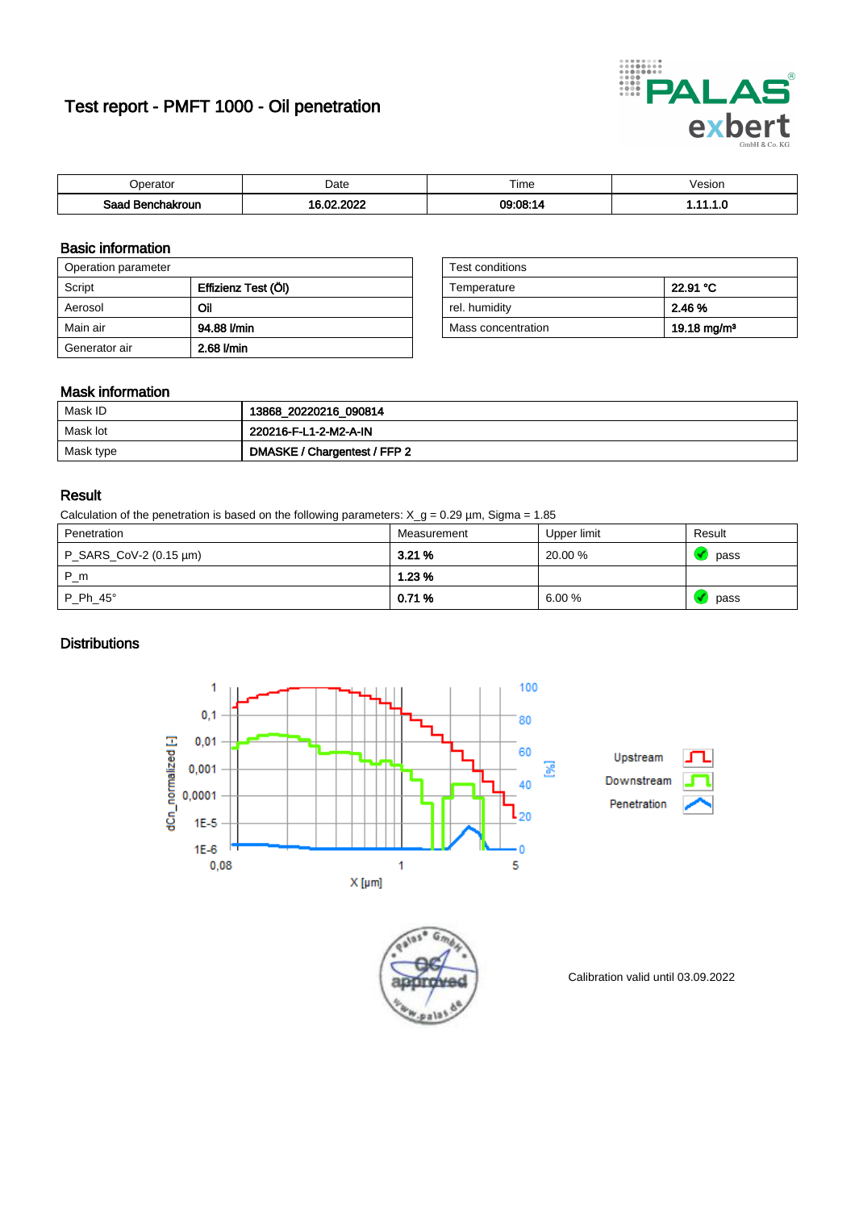# Test report - PMFT 1000 - Oil penetration

PALAS exbert GmbH & Co. KG

| Operator | Date | Time | Vesion |
|---|---|---|---|
| **Saad Benchakroun** | **16.02.2022** | **09:08:14** | **1.11.1.0** |

## Basic information

| Operation parameter | |
|---|---|
| Script | **Effizienz Test (Öl)** |
| Aerosol | **Oil** |
| Main air | **94.88 l/min** |
| Generator air | **2.68 l/min** |

| Test conditions | |
|---|---|
| Temperature | **22.91 °C** |
| rel. humidity | **2.46 %** |
| Mass concentration | **19.18 mg/m³** |

## Mask information

| | |
|---|---|
| Mask ID | **13868_20220216_090814** |
| Mask lot | **220216-F-L1-2-M2-A-IN** |
| Mask type | **DMASKE / Chargentest / FFP 2** |

## Result

Calculation of the penetration is based on the following parameters: X_g = 0.29 µm, Sigma = 1.85

| Penetration | Measurement | Upper limit | Result |
|---|---|---|---|
| P_SARS_CoV-2 (0.15 µm) | **3.21 %** | 20.00 % | pass |
| P_m | **1.23 %** | | |
| P_Ph_45° | **0.71 %** | 6.00 % | pass |

## Distributions

dCn_normalized [-]
1
0,1
0,01
0,001
0,0001
1E-5
1E-6
0,08
1
5
X [µm]
[%]
100
80
60
40
20
0
Upstream
Downstream
Penetration

Calibration valid until 03.09.2022